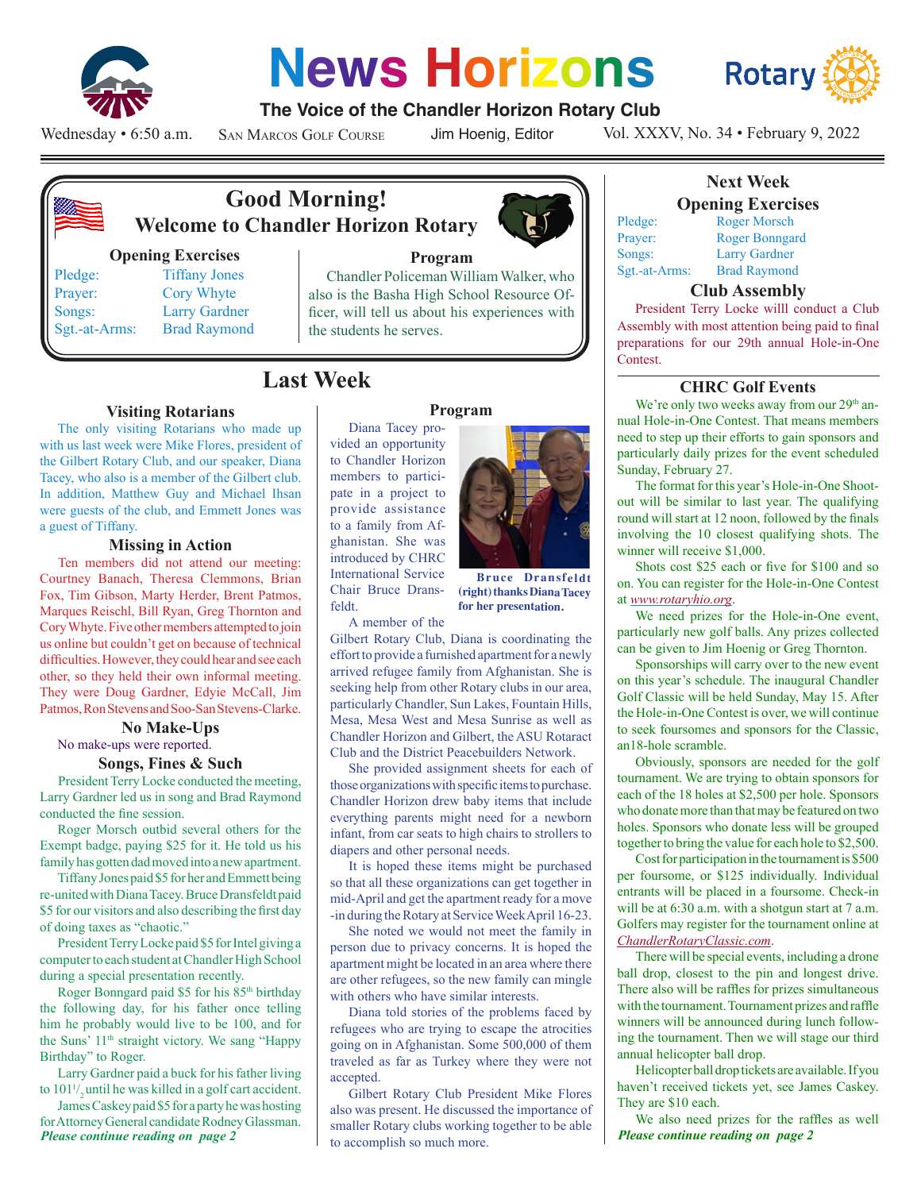# News Horizons

**The Voice of the Chandler Horizon Rotary Club**

Wednesday • 6:50 a.m. San Marcos Golf Course Jim Hoenig, Editor Vol. XXXV, No. 34 • February 9, 2022

## Good Morning!
### Welcome to Chandler Horizon Rotary

**Opening Exercises**

| | |
|---|---|
| Pledge: | Tiffany Jones |
| Prayer: | Cory Whyte |
| Songs: | Larry Gardner |
| Sgt.-at-Arms: | Brad Raymond |

**Program**

Chandler Policeman William Walker, who also is the Basha High School Resource Officer, will tell us about his experiences with the students he serves.

## Last Week

### Visiting Rotarians

The only visiting Rotarians who made up with us last week were Mike Flores, president of the Gilbert Rotary Club, and our speaker, Diana Tacey, who also is a member of the Gilbert club. In addition, Matthew Guy and Michael Ihsan were guests of the club, and Emmett Jones was a guest of Tiffany.

### Missing in Action

Ten members did not attend our meeting: Courtney Banach, Theresa Clemmons, Brian Fox, Tim Gibson, Marty Herder, Brent Patmos, Marques Reischl, Bill Ryan, Greg Thornton and Cory Whyte. Five other members attempted to join us online but couldn't get on because of technical difficulties. However, they could hear and see each other, so they held their own informal meeting. They were Doug Gardner, Edyie McCall, Jim Patmos, Ron Stevens and Soo-San Stevens-Clarke.

### No Make-Ups

No make-ups were reported.

### Songs, Fines & Such

President Terry Locke conducted the meeting, Larry Gardner led us in song and Brad Raymond conducted the fine session.

Roger Morsch outbid several others for the Exempt badge, paying $25 for it. He told us his family has gotten dad moved into a new apartment.

Tiffany Jones paid $5 for her and Emmett being re-united with Diana Tacey. Bruce Dransfeldt paid $5 for our visitors and also describing the first day of doing taxes as "chaotic."

President Terry Locke paid $5 for Intel giving a computer to each student at Chandler High School during a special presentation recently.

Roger Bonngard paid $5 for his 85th birthday the following day, for his father once telling him he probably would live to be 100, and for the Suns' 11th straight victory. We sang "Happy Birthday" to Roger.

Larry Gardner paid a buck for his father living to 101½ until he was killed in a golf cart accident.

James Caskey paid $5 for a party he was hosting for Attorney General candidate Rodney Glassman.

*Please continue reading on page 2*

### Program

Diana Tacey provided an opportunity to Chandler Horizon members to participate in a project to provide assistance to a family from Afghanistan. She was introduced by CHRC International Service Chair Bruce Dransfeldt.

**Bruce Dransfeldt (right) thanks Diana Tacey for her presentation.**

A member of the Gilbert Rotary Club, Diana is coordinating the effort to provide a furnished apartment for a newly arrived refugee family from Afghanistan. She is seeking help from other Rotary clubs in our area, particularly Chandler, Sun Lakes, Fountain Hills, Mesa, Mesa West and Mesa Sunrise as well as Chandler Horizon and Gilbert, the ASU Rotaract Club and the District Peacebuilders Network.

She provided assignment sheets for each of those organizations with specific items to purchase. Chandler Horizon drew baby items that include everything parents might need for a newborn infant, from car seats to high chairs to strollers to diapers and other personal needs.

It is hoped these items might be purchased so that all these organizations can get together in mid-April and get the apartment ready for a move-in during the Rotary at Service Week April 16-23.

She noted we would not meet the family in person due to privacy concerns. It is hoped the apartment might be located in an area where there are other refugees, so the new family can mingle with others who have similar interests.

Diana told stories of the problems faced by refugees who are trying to escape the atrocities going on in Afghanistan. Some 500,000 of them traveled as far as Turkey where they were not accepted.

Gilbert Rotary Club President Mike Flores also was present. He discussed the importance of smaller Rotary clubs working together to be able to accomplish so much more.

## Next Week

**Opening Exercises**

| | |
|---|---|
| Pledge: | Roger Morsch |
| Prayer: | Roger Bonngard |
| Songs: | Larry Gardner |
| Sgt.-at-Arms: | Brad Raymond |

### Club Assembly

President Terry Locke willl conduct a Club Assembly with most attention being paid to final preparations for our 29th annual Hole-in-One Contest.

### CHRC Golf Events

We're only two weeks away from our 29th annual Hole-in-One Contest. That means members need to step up their efforts to gain sponsors and particularly daily prizes for the event scheduled Sunday, February 27.

The format for this year's Hole-in-One Shootout will be similar to last year. The qualifying round will start at 12 noon, followed by the finals involving the 10 closest qualifying shots. The winner will receive $1,000.

Shots cost $25 each or five for $100 and so on. You can register for the Hole-in-One Contest at *www.rotaryhio.org*.

We need prizes for the Hole-in-One event, particularly new golf balls. Any prizes collected can be given to Jim Hoenig or Greg Thornton.

Sponsorships will carry over to the new event on this year's schedule. The inaugural Chandler Golf Classic will be held Sunday, May 15. After the Hole-in-One Contest is over, we will continue to seek foursomes and sponsors for the Classic, an18-hole scramble.

Obviously, sponsors are needed for the golf tournament. We are trying to obtain sponsors for each of the 18 holes at $2,500 per hole. Sponsors who donate more than that may be featured on two holes. Sponsors who donate less will be grouped together to bring the value for each hole to $2,500.

Cost for participation in the tournament is $500 per foursome, or $125 individually. Individual entrants will be placed in a foursome. Check-in will be at 6:30 a.m. with a shotgun start at 7 a.m. Golfers may register for the tournament online at *ChandlerRotaryClassic.com*.

There will be special events, including a drone ball drop, closest to the pin and longest drive. There also will be raffles for prizes simultaneous with the tournament. Tournament prizes and raffle winners will be announced during lunch following the tournament. Then we will stage our third annual helicopter ball drop.

Helicopter ball drop tickets are available. If you haven't received tickets yet, see James Caskey. They are $10 each.

We also need prizes for the raffles as well

*Please continue reading on page 2*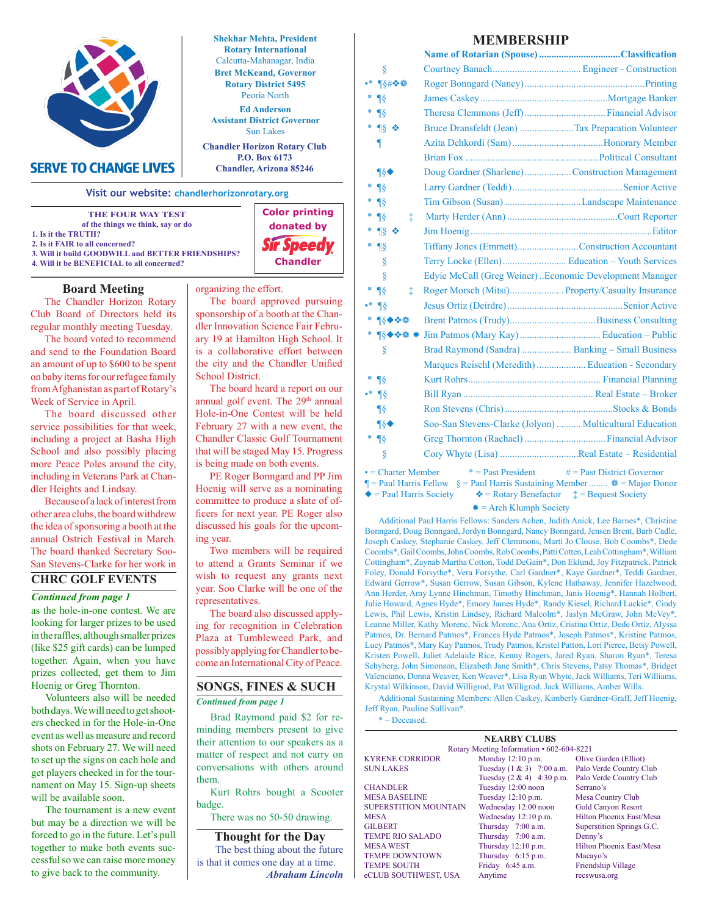SERVE TO CHANGE LIVES

**Shekhar Mehta, President**
**Rotary International**
Calcutta-Mahanagar, India
**Bret McKeand, Governor**
**Rotary District 5495**
Peoria North
**Ed Anderson**
**Assistant District Governor**
Sun Lakes
**Chandler Horizon Rotary Club**
**P.O. Box 6173**
**Chandler, Arizona 85246**

**Visit our website:** chandlerhorizonrotary.org

**THE FOUR WAY TEST**
**of the things we think, say or do**
1. Is it the TRUTH?
2. Is it FAIR to all concerned?
3. Will it build GOODWILL and BETTER FRIENDSHIPS?
4. Will it be BENEFICIAL to all concerned?

**Color printing donated by Sir Speedy Chandler**

## Board Meeting

The Chandler Horizon Rotary Club Board of Directors held its regular monthly meeting Tuesday.

The board voted to recommend and send to the Foundation Board an amount of up to $600 to be spent on baby items for our refugee family from Afghanistan as part of Rotary's Week of Service in April.

The board discussed other service possibilities for that week, including a project at Basha High School and also possibly placing more Peace Poles around the city, including in Veterans Park at Chandler Heights and Lindsay.

Because of a lack of interest from other area clubs, the board withdrew the idea of sponsoring a booth at the annual Ostrich Festival in March. The board thanked Secretary Soo-San Stevens-Clarke for her work in organizing the effort.

The board approved pursuing sponsorship of a booth at the Chandler Innovation Science Fair February 19 at Hamilton High School. It is a collaborative effort between the city and the Chandler Unified School District.

The board heard a report on our annual golf event. The 29th annual Hole-in-One Contest will be held February 27 with a new event, the Chandler Classic Golf Tournament that will be staged May 15. Progress is being made on both events.

PE Roger Bonngard and PP Jim Hoenig will serve as a nominating committee to produce a slate of officers for next year. PE Roger also discussed his goals for the upcoming year.

Two members will be required to attend a Grants Seminar if we wish to request any grants next year. Soo Clarke will be one of the representatives.

The board also discussed applying for recognition in Celebration Plaza at Tumbleweed Park, and possibly applying for Chandler to become an International City of Peace.

## CHRC GOLF EVENTS

***Continued from page 1***

as the hole-in-one contest. We are looking for larger prizes to be used in the raffles, although smaller prizes (like $25 gift cards) can be lumped together. Again, when you have prizes collected, get them to Jim Hoenig or Greg Thornton.

Volunteers also will be needed both days. We will need to get shooters checked in for the Hole-in-One event as well as measure and record shots on February 27. We will need to set up the signs on each hole and get players checked in for the tournament on May 15. Sign-up sheets will be available soon.

The tournament is a new event but may be a direction we will be forced to go in the future. Let's pull together to make both events successful so we can raise more money to give back to the community.

## SONGS, FINES & SUCH

***Continued from page 1***

Brad Raymond paid $2 for reminding members present to give their attention to our speakers as a matter of respect and not carry on conversations with others around them.

Kurt Rohrs bought a Scooter badge.

There was no 50-50 drawing.

## Thought for the Day

The best thing about the future is that it comes one day at a time.

***Abraham Lincoln***

## MEMBERSHIP

| | Name of Rotarian (Spouse) | Classification |
|---|---|---|
| § | Courtney Banach | Engineer - Construction |
| •* ¶§#❖✵ | Roger Bonngard (Nancy) | Printing |
| * ¶§ | James Caskey | Mortgage Banker |
| * ¶§ | Theresa Clemmons (Jeff) | Financial Advisor |
| * ¶§ ❖ | Bruce Dransfeldt (Jean) | Tax Preparation Volunteer |
| ¶ | Azita Dehkordi (Sam) | Honorary Member |
| | Brian Fox | Political Consultant |
| ¶§◆ | Doug Gardner (Sharlene) | Construction Management |
| * ¶§ | Larry Gardner (Teddi) | Senior Active |
| * ¶§ | Tim Gibson (Susan) | Landscape Maintenance |
| * ¶§ ‡ | Marty Herder (Ann) | Court Reporter |
| * ¶§ ❖ | Jim Hoenig | Editor |
| * ¶§ | Tiffany Jones (Emmett) | Construction Accountant |
| § | Terry Locke (Ellen) | Education – Youth Services |
| § | Edyie McCall (Greg Weiner) | Economic Development Manager |
| * ¶§ ‡ | Roger Morsch (Mitsi) | Property/Casualty Insurance |
| •* ¶§ | Jesus Ortiz (Deirdre) | Senior Active |
| * ¶§◆❖✵ | Brent Patmos (Trudy) | Business Consulting |
| * ¶§◆❖✵ ✹ | Jim Patmos (Mary Kay) | Education – Public |
| § | Brad Raymond (Sandra) | Banking – Small Business |
| | Marques Reischl (Meredith) | Education - Secondary |
| * ¶§ | Kurt Rohrs | Financial Planning |
| •* ¶§ | Bill Ryan | Real Estate – Broker |
| ¶§ | Ron Stevens (Chris) | Stocks & Bonds |
| ¶§◆ | Soo-San Stevens-Clarke (Jolyon) | Multicultural Education |
| * ¶§ | Greg Thornton (Rachael) | Financial Advisor |
| § | Cory Whyte (Lisa) | Real Estate – Residential |

• = Charter Member * = Past President # = Past District Governor
¶ = Paul Harris Fellow § = Paul Harris Sustaining Member ✵ = Major Donor
◆ = Paul Harris Society ❖ = Rotary Benefactor ‡ = Bequest Society
✹ = Arch Klumph Society

Additional Paul Harris Fellows: Sanders Achen, Judith Anick, Lee Barnes*, Christine Bonngard, Doug Bonngard, Jordyn Bonngard, Nancy Bonngard, Jensen Brent, Barb Cadle, Joseph Caskey, Stephanie Caskey, Jeff Clemmons, Marti Jo Clouse, Bob Coombs*, Dede Coombs*, Gail Coombs, John Coombs, Rob Coombs, Patti Cotten, Leah Cottingham*, William Cottingham*, Zaynab Martha Cotton, Todd DeGain*, Don Eklund, Joy Fitzpatrick, Patrick Foley, Donald Forsythe*, Vera Forsythe, Carl Gardner*, Kaye Gardner*, Teddi Gardner, Edward Gerrow*, Susan Gerrow, Susan Gibson, Kylene Hathaway, Jennifer Hazelwood, Ann Herder, Amy Lynne Hinchman, Timothy Hinchman, Janis Hoenig*, Hannah Holbert, Julie Howard, Agnes Hyde*, Emory James Hyde*, Randy Kiesel, Richard Lackie*, Cindy Lewis, Phil Lewis, Kristin Lindsey, Richard Malcolm*, Jaslyn McGraw, John McVey*, Leanne Miller, Kathy Morenc, Nick Morenc, Ana Ortiz, Cristina Ortiz, Dede Ortiz, Alyssa Patmos, Dr. Bernard Patmos*, Frances Hyde Patmos*, Joseph Patmos*, Kristine Patmos, Lucy Patmos*, Mary Kay Patmos, Trudy Patmos, Kristel Patton, Lori Pierce, Betsy Powell, Kristen Powell, Juliet Adelaide Rice, Kenny Rogers, Jared Ryan, Sharon Ryan*, Teresa Schyberg, John Simonson, Elizabeth Jane Smith*, Chris Stevens, Patsy Thomas*, Bridget Valenciano, Donna Weaver, Ken Weaver*, Lisa Ryan Whyte, Jack Williams, Teri Williams, Krystal Wilkinson, David Willigrod, Pat Willigrod, Jack Williams, Amber Wills.

Additional Sustaining Members: Allen Caskey, Kimberly Gardner-Graff, Jeff Hoenig, Jeff Ryan, Pauline Sullivan*.

* – Deceased.

## NEARBY CLUBS

Rotary Meeting Information • 602-604-8221

| | | |
|---|---|---|
| KYRENE CORRIDOR | Monday 12:10 p.m. | Olive Garden (Elliot) |
| SUN LAKES | Tuesday (1 & 3) 7:00 a.m. | Palo Verde Country Club |
| | Tuesday (2 & 4) 4:30 p.m. | Palo Verde Country Club |
| CHANDLER | Tuesday 12:00 noon | Serrano's |
| MESA BASELINE | Tuesday 12:10 p.m. | Mesa Country Club |
| SUPERSTITION MOUNTAIN | Wednesday 12:00 noon | Gold Canyon Resort |
| MESA | Wednesday 12:10 p.m. | Hilton Phoenix East/Mesa |
| GILBERT | Thursday 7:00 a.m. | Superstition Springs G.C. |
| TEMPE RIO SALADO | Thursday 7:00 a.m. | Denny's |
| MESA WEST | Thursday 12:10 p.m. | Hilton Phoenix East/Mesa |
| TEMPE DOWNTOWN | Thursday 6:15 p.m. | Macayo's |
| TEMPE SOUTH | Friday 6:45 a.m. | Friendship Village |
| eCLUB SOUTHWEST, USA | Anytime | recswusa.org |